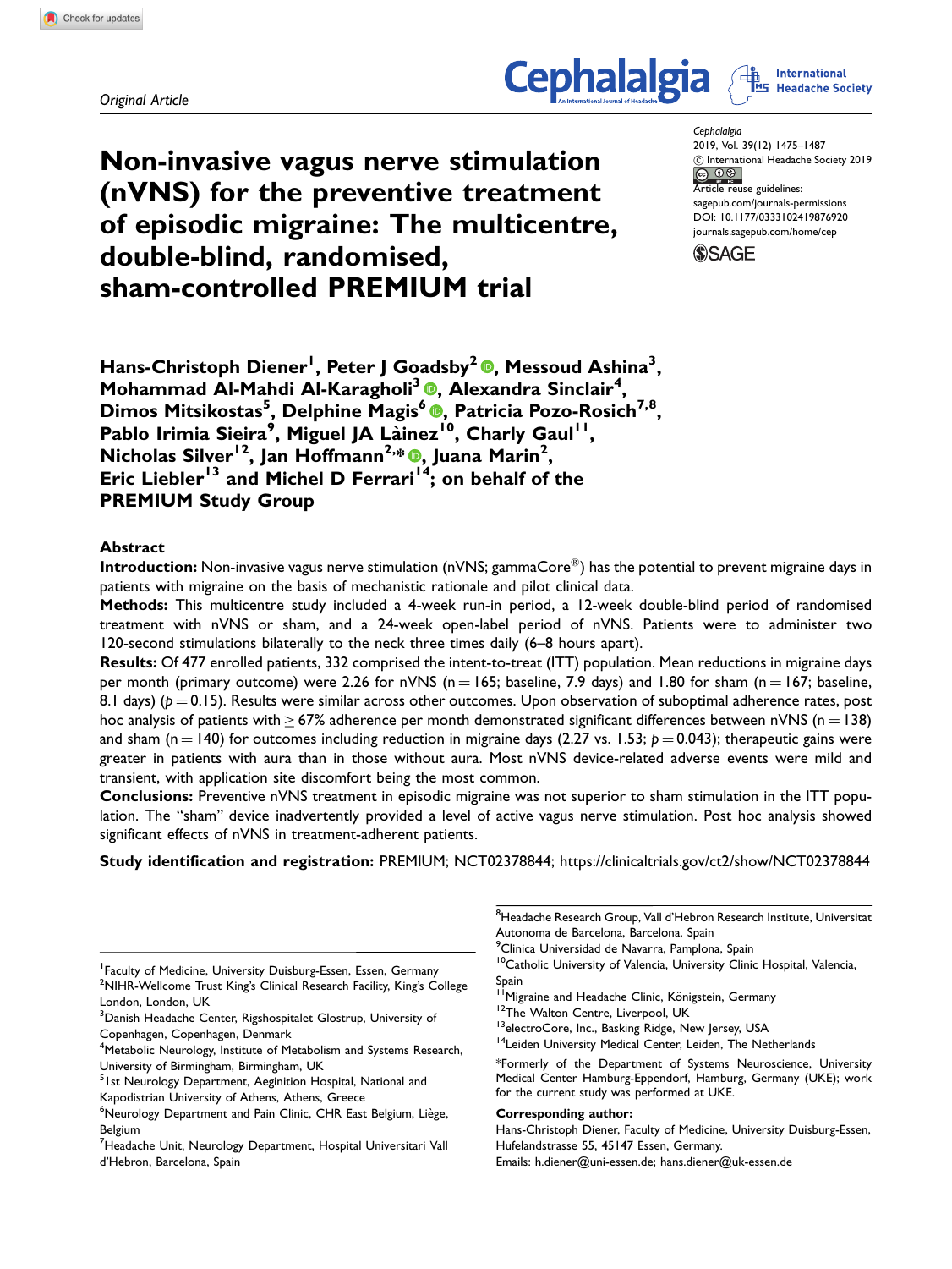Original Article

# Non-invasive vagus nerve stimulation (nVNS) for the preventive treatment of episodic migraine: The multicentre, double-blind, randomised, sham-controlled PREMIUM trial

Hans-Christoph Diener[1], Peter J Goadsby[2], Messoud Ashina[3], Mohammad Al-Mahdi Al-Karagholi[3], Alexandra Sinclair[4], Dimos Mitsikostas[5], Delphine Magis[6], Patricia Pozo-Rosich[7,8], Pablo Irimia Sieira[9], Miguel JA Làinez[10], Charly Gaul[11], Nicholas Silver[12], Jan Hoffmann[2,*], Juana Marin[2], Eric Liebler[13] and Michel D Ferrari[14]; on behalf of the PREMIUM Study Group

## Abstract

**Introduction:** Non-invasive vagus nerve stimulation (nVNS; gammaCore®) has the potential to prevent migraine days in patients with migraine on the basis of mechanistic rationale and pilot clinical data.

**Methods:** This multicentre study included a 4-week run-in period, a 12-week double-blind period of randomised treatment with nVNS or sham, and a 24-week open-label period of nVNS. Patients were to administer two 120-second stimulations bilaterally to the neck three times daily (6–8 hours apart).

**Results:** Of 477 enrolled patients, 332 comprised the intent-to-treat (ITT) population. Mean reductions in migraine days per month (primary outcome) were 2.26 for nVNS ($n = 165$; baseline, 7.9 days) and 1.80 for sham ($n = 167$; baseline, 8.1 days) ($p = 0.15$). Results were similar across other outcomes. Upon observation of suboptimal adherence rates, post hoc analysis of patients with $\geq 67\%$ adherence per month demonstrated significant differences between nVNS ($n = 138$) and sham ($n = 140$) for outcomes including reduction in migraine days (2.27 vs. 1.53; $p = 0.043$); therapeutic gains were greater in patients with aura than in those without aura. Most nVNS device-related adverse events were mild and transient, with application site discomfort being the most common.

**Conclusions:** Preventive nVNS treatment in episodic migraine was not superior to sham stimulation in the ITT population. The "sham" device inadvertently provided a level of active vagus nerve stimulation. Post hoc analysis showed significant effects of nVNS in treatment-adherent patients.

**Study identification and registration:** PREMIUM; NCT02378844; https://clinicaltrials.gov/ct2/show/NCT02378844

[1]Faculty of Medicine, University Duisburg-Essen, Essen, Germany
[2]NIHR-Wellcome Trust King's Clinical Research Facility, King's College London, London, UK
[3]Danish Headache Center, Rigshospitalet Glostrup, University of Copenhagen, Copenhagen, Denmark
[4]Metabolic Neurology, Institute of Metabolism and Systems Research, University of Birmingham, Birmingham, UK
[5]1st Neurology Department, Aeginition Hospital, National and Kapodistrian University of Athens, Athens, Greece
[6]Neurology Department and Pain Clinic, CHR East Belgium, Liège, Belgium
[7]Headache Unit, Neurology Department, Hospital Universitari Vall d'Hebron, Barcelona, Spain
[8]Headache Research Group, Vall d'Hebron Research Institute, Universitat Autonoma de Barcelona, Barcelona, Spain
[9]Clinica Universidad de Navarra, Pamplona, Spain
[10]Catholic University of Valencia, University Clinic Hospital, Valencia, Spain
[11]Migraine and Headache Clinic, Königstein, Germany
[12]The Walton Centre, Liverpool, UK
[13]electroCore, Inc., Basking Ridge, New Jersey, USA
[14]Leiden University Medical Center, Leiden, The Netherlands

*Formerly of the Department of Systems Neuroscience, University Medical Center Hamburg-Eppendorf, Hamburg, Germany (UKE); work for the current study was performed at UKE.

**Corresponding author:**
Hans-Christoph Diener, Faculty of Medicine, University Duisburg-Essen, Hufelandstrasse 55, 45147 Essen, Germany.
Emails: h.diener@uni-essen.de; hans.diener@uk-essen.de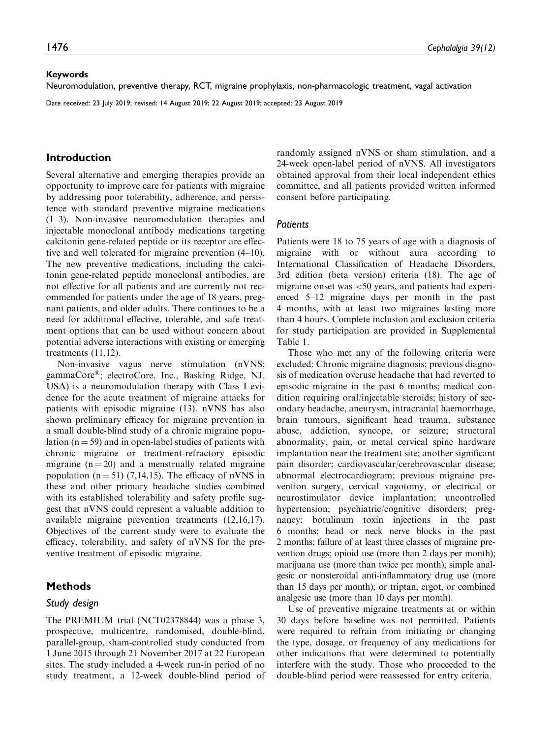**Keywords**

Neuromodulation, preventive therapy, RCT, migraine prophylaxis, non-pharmacologic treatment, vagal activation

Date received: 23 July 2019; revised: 14 August 2019; 22 August 2019; accepted: 23 August 2019

## Introduction

Several alternative and emerging therapies provide an opportunity to improve care for patients with migraine by addressing poor tolerability, adherence, and persistence with standard preventive migraine medications (1–3). Non-invasive neuromodulation therapies and injectable monoclonal antibody medications targeting calcitonin gene-related peptide or its receptor are effective and well tolerated for migraine prevention (4–10). The new preventive medications, including the calcitonin gene-related peptide monoclonal antibodies, are not effective for all patients and are currently not recommended for patients under the age of 18 years, pregnant patients, and older adults. There continues to be a need for additional effective, tolerable, and safe treatment options that can be used without concern about potential adverse interactions with existing or emerging treatments (11,12).

Non-invasive vagus nerve stimulation (nVNS; gammaCore®; electroCore, Inc., Basking Ridge, NJ, USA) is a neuromodulation therapy with Class I evidence for the acute treatment of migraine attacks for patients with episodic migraine (13). nVNS has also shown preliminary efficacy for migraine prevention in a small double-blind study of a chronic migraine population (n = 59) and in open-label studies of patients with chronic migraine or treatment-refractory episodic migraine (n = 20) and a menstrually related migraine population (n = 51) (7,14,15). The efficacy of nVNS in these and other primary headache studies combined with its established tolerability and safety profile suggest that nVNS could represent a valuable addition to available migraine prevention treatments (12,16,17). Objectives of the current study were to evaluate the efficacy, tolerability, and safety of nVNS for the preventive treatment of episodic migraine.

## Methods

### Study design

The PREMIUM trial (NCT02378844) was a phase 3, prospective, multicentre, randomised, double-blind, parallel-group, sham-controlled study conducted from 1 June 2015 through 21 November 2017 at 22 European sites. The study included a 4-week run-in period of no study treatment, a 12-week double-blind period of randomly assigned nVNS or sham stimulation, and a 24-week open-label period of nVNS. All investigators obtained approval from their local independent ethics committee, and all patients provided written informed consent before participating.

### Patients

Patients were 18 to 75 years of age with a diagnosis of migraine with or without aura according to International Classification of Headache Disorders, 3rd edition (beta version) criteria (18). The age of migraine onset was <50 years, and patients had experienced 5–12 migraine days per month in the past 4 months, with at least two migraines lasting more than 4 hours. Complete inclusion and exclusion criteria for study participation are provided in Supplemental Table 1.

Those who met any of the following criteria were excluded: Chronic migraine diagnosis; previous diagnosis of medication overuse headache that had reverted to episodic migraine in the past 6 months; medical condition requiring oral/injectable steroids; history of secondary headache, aneurysm, intracranial haemorrhage, brain tumours, significant head trauma, substance abuse, addiction, syncope, or seizure; structural abnormality, pain, or metal cervical spine hardware implantation near the treatment site; another significant pain disorder; cardiovascular/cerebrovascular disease; abnormal electrocardiogram; previous migraine prevention surgery, cervical vagotomy, or electrical or neurostimulator device implantation; uncontrolled hypertension; psychiatric/cognitive disorders; pregnancy; botulinum toxin injections in the past 6 months; head or neck nerve blocks in the past 2 months; failure of at least three classes of migraine prevention drugs; opioid use (more than 2 days per month); marijuana use (more than twice per month); simple analgesic or nonsteroidal anti-inflammatory drug use (more than 15 days per month); or triptan, ergot, or combined analgesic use (more than 10 days per month).

Use of preventive migraine treatments at or within 30 days before baseline was not permitted. Patients were required to refrain from initiating or changing the type, dosage, or frequency of any medications for other indications that were determined to potentially interfere with the study. Those who proceeded to the double-blind period were reassessed for entry criteria.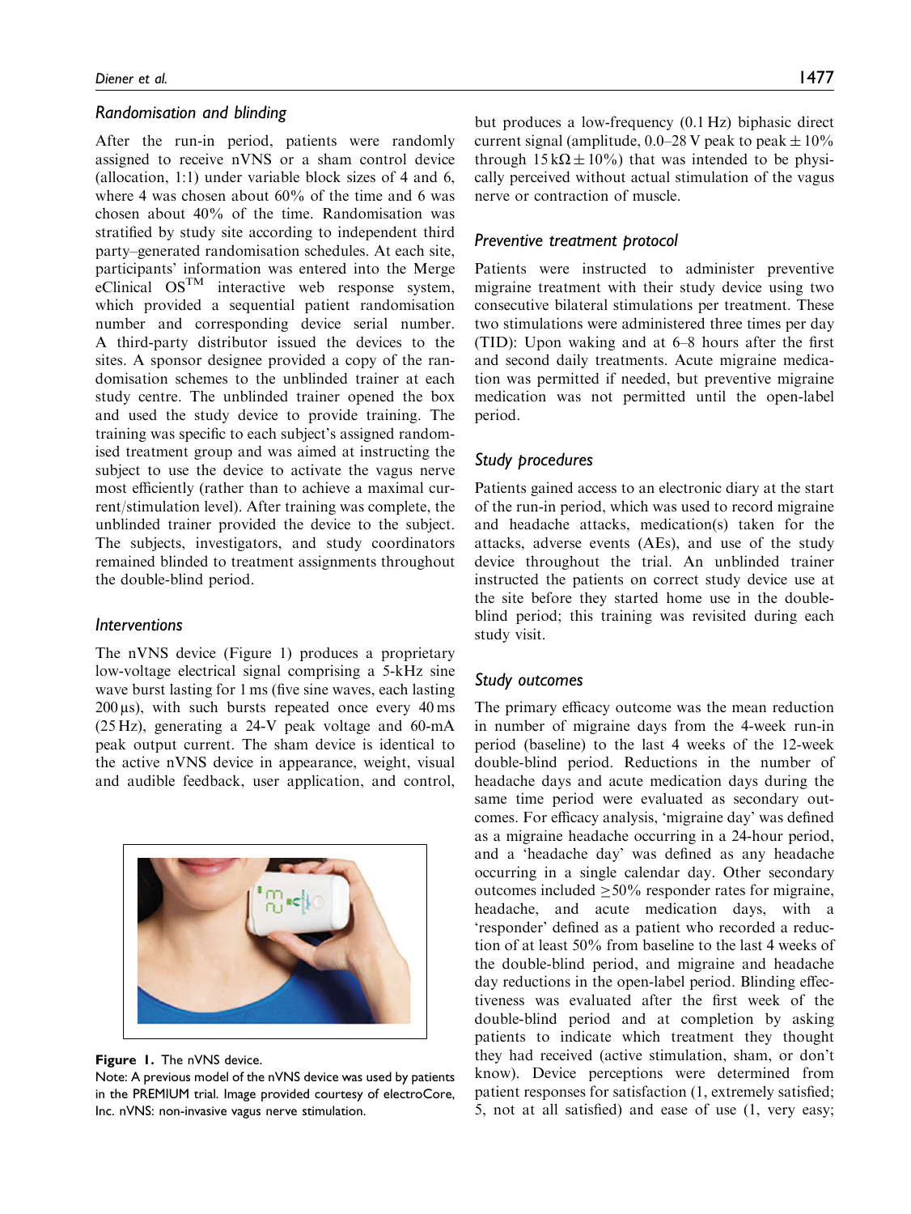### Randomisation and blinding

After the run-in period, patients were randomly assigned to receive nVNS or a sham control device (allocation, 1:1) under variable block sizes of 4 and 6, where 4 was chosen about 60% of the time and 6 was chosen about 40% of the time. Randomisation was stratified by study site according to independent third party–generated randomisation schedules. At each site, participants' information was entered into the Merge eClinical OS$^{TM}$ interactive web response system, which provided a sequential patient randomisation number and corresponding device serial number. A third-party distributor issued the devices to the sites. A sponsor designee provided a copy of the randomisation schemes to the unblinded trainer at each study centre. The unblinded trainer opened the box and used the study device to provide training. The training was specific to each subject's assigned randomised treatment group and was aimed at instructing the subject to use the device to activate the vagus nerve most efficiently (rather than to achieve a maximal current/stimulation level). After training was complete, the unblinded trainer provided the device to the subject. The subjects, investigators, and study coordinators remained blinded to treatment assignments throughout the double-blind period.

### Interventions

The nVNS device (Figure 1) produces a proprietary low-voltage electrical signal comprising a 5-kHz sine wave burst lasting for 1 ms (five sine waves, each lasting 200 μs), with such bursts repeated once every 40 ms (25 Hz), generating a 24-V peak voltage and 60-mA peak output current. The sham device is identical to the active nVNS device in appearance, weight, visual and audible feedback, user application, and control, but produces a low-frequency (0.1 Hz) biphasic direct current signal (amplitude, 0.0–28 V peak to peak ± 10% through 15 kΩ ± 10%) that was intended to be physically perceived without actual stimulation of the vagus nerve or contraction of muscle.

**Figure 1.** The nVNS device.
Note: A previous model of the nVNS device was used by patients in the PREMIUM trial. Image provided courtesy of electroCore, Inc. nVNS: non-invasive vagus nerve stimulation.

### Preventive treatment protocol

Patients were instructed to administer preventive migraine treatment with their study device using two consecutive bilateral stimulations per treatment. These two stimulations were administered three times per day (TID): Upon waking and at 6–8 hours after the first and second daily treatments. Acute migraine medication was permitted if needed, but preventive migraine medication was not permitted until the open-label period.

### Study procedures

Patients gained access to an electronic diary at the start of the run-in period, which was used to record migraine and headache attacks, medication(s) taken for the attacks, adverse events (AEs), and use of the study device throughout the trial. An unblinded trainer instructed the patients on correct study device use at the site before they started home use in the double-blind period; this training was revisited during each study visit.

### Study outcomes

The primary efficacy outcome was the mean reduction in number of migraine days from the 4-week run-in period (baseline) to the last 4 weeks of the 12-week double-blind period. Reductions in the number of headache days and acute medication days during the same time period were evaluated as secondary outcomes. For efficacy analysis, 'migraine day' was defined as a migraine headache occurring in a 24-hour period, and a 'headache day' was defined as any headache occurring in a single calendar day. Other secondary outcomes included ≥50% responder rates for migraine, headache, and acute medication days, with a 'responder' defined as a patient who recorded a reduction of at least 50% from baseline to the last 4 weeks of the double-blind period, and migraine and headache day reductions in the open-label period. Blinding effectiveness was evaluated after the first week of the double-blind period and at completion by asking patients to indicate which treatment they thought they had received (active stimulation, sham, or don't know). Device perceptions were determined from patient responses for satisfaction (1, extremely satisfied; 5, not at all satisfied) and ease of use (1, very easy;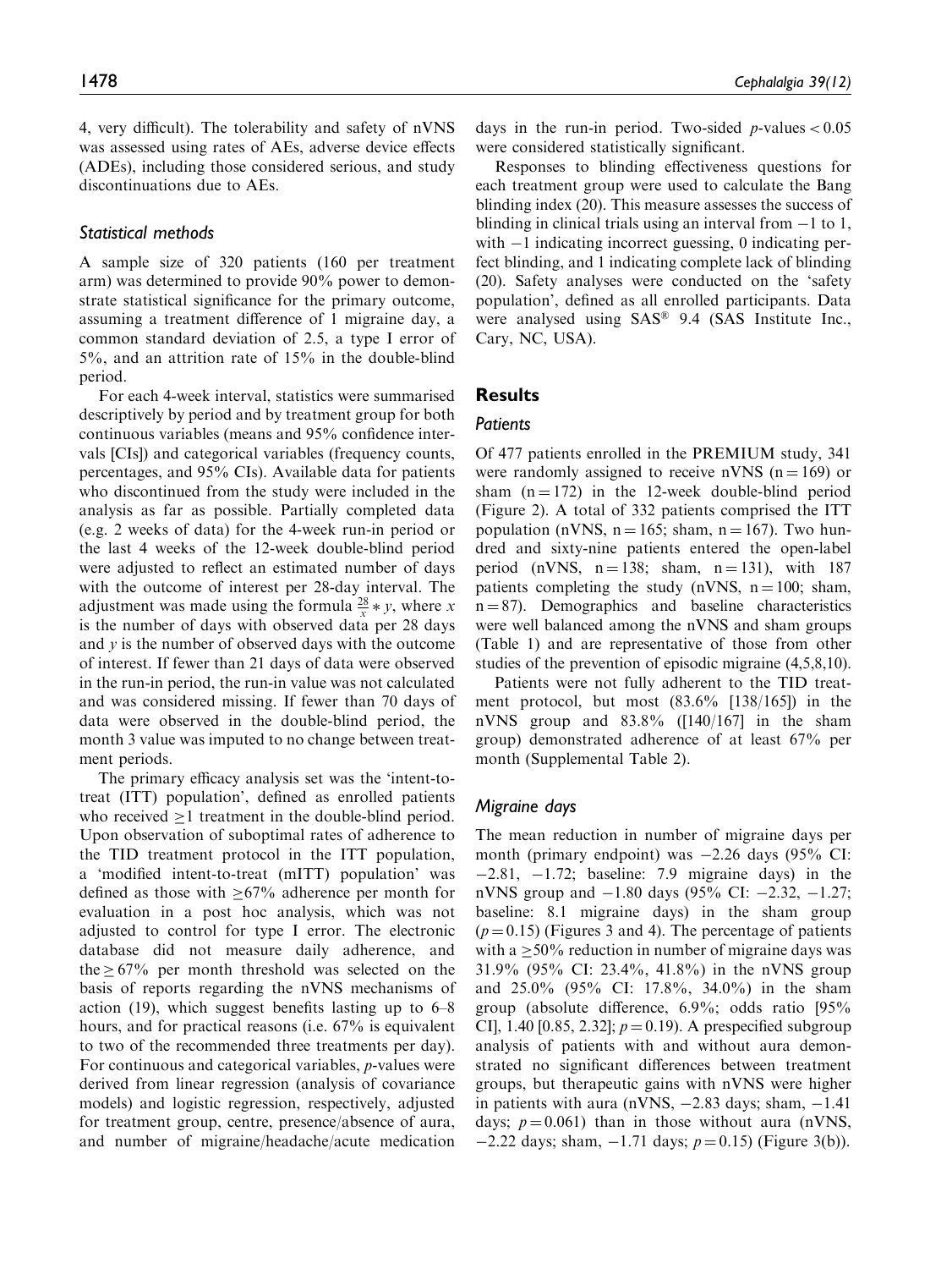4, very difficult). The tolerability and safety of nVNS was assessed using rates of AEs, adverse device effects (ADEs), including those considered serious, and study discontinuations due to AEs.

### Statistical methods

A sample size of 320 patients (160 per treatment arm) was determined to provide 90% power to demonstrate statistical significance for the primary outcome, assuming a treatment difference of 1 migraine day, a common standard deviation of 2.5, a type I error of 5%, and an attrition rate of 15% in the double-blind period.

For each 4-week interval, statistics were summarised descriptively by period and by treatment group for both continuous variables (means and 95% confidence intervals [CIs]) and categorical variables (frequency counts, percentages, and 95% CIs). Available data for patients who discontinued from the study were included in the analysis as far as possible. Partially completed data (e.g. 2 weeks of data) for the 4-week run-in period or the last 4 weeks of the 12-week double-blind period were adjusted to reflect an estimated number of days with the outcome of interest per 28-day interval. The adjustment was made using the formula $\frac{28}{x} * y$, where $x$ is the number of days with observed data per 28 days and $y$ is the number of observed days with the outcome of interest. If fewer than 21 days of data were observed in the run-in period, the run-in value was not calculated and was considered missing. If fewer than 70 days of data were observed in the double-blind period, the month 3 value was imputed to no change between treatment periods.

The primary efficacy analysis set was the 'intent-to-treat (ITT) population', defined as enrolled patients who received $\geq$1 treatment in the double-blind period. Upon observation of suboptimal rates of adherence to the TID treatment protocol in the ITT population, a 'modified intent-to-treat (mITT) population' was defined as those with $\geq$67% adherence per month for evaluation in a post hoc analysis, which was not adjusted to control for type I error. The electronic database did not measure daily adherence, and the $\geq$67% per month threshold was selected on the basis of reports regarding the nVNS mechanisms of action (19), which suggest benefits lasting up to 6–8 hours, and for practical reasons (i.e. 67% is equivalent to two of the recommended three treatments per day). For continuous and categorical variables, $p$-values were derived from linear regression (analysis of covariance models) and logistic regression, respectively, adjusted for treatment group, centre, presence/absence of aura, and number of migraine/headache/acute medication days in the run-in period. Two-sided $p$-values $< 0.05$ were considered statistically significant.

Responses to blinding effectiveness questions for each treatment group were used to calculate the Bang blinding index (20). This measure assesses the success of blinding in clinical trials using an interval from $-1$ to 1, with $-1$ indicating incorrect guessing, 0 indicating perfect blinding, and 1 indicating complete lack of blinding (20). Safety analyses were conducted on the 'safety population', defined as all enrolled participants. Data were analysed using SAS® 9.4 (SAS Institute Inc., Cary, NC, USA).

## Results

### Patients

Of 477 patients enrolled in the PREMIUM study, 341 were randomly assigned to receive nVNS (n = 169) or sham (n = 172) in the 12-week double-blind period (Figure 2). A total of 332 patients comprised the ITT population (nVNS, n = 165; sham, n = 167). Two hundred and sixty-nine patients entered the open-label period (nVNS, n = 138; sham, n = 131), with 187 patients completing the study (nVNS, n = 100; sham, n = 87). Demographics and baseline characteristics were well balanced among the nVNS and sham groups (Table 1) and are representative of those from other studies of the prevention of episodic migraine (4,5,8,10).

Patients were not fully adherent to the TID treatment protocol, but most (83.6% [138/165]) in the nVNS group and 83.8% ([140/167] in the sham group) demonstrated adherence of at least 67% per month (Supplemental Table 2).

### Migraine days

The mean reduction in number of migraine days per month (primary endpoint) was $-2.26$ days (95% CI: $-2.81$, $-1.72$; baseline: 7.9 migraine days) in the nVNS group and $-1.80$ days (95% CI: $-2.32$, $-1.27$; baseline: 8.1 migraine days) in the sham group ($p = 0.15$) (Figures 3 and 4). The percentage of patients with a $\geq$50% reduction in number of migraine days was 31.9% (95% CI: 23.4%, 41.8%) in the nVNS group and 25.0% (95% CI: 17.8%, 34.0%) in the sham group (absolute difference, 6.9%; odds ratio [95% CI], 1.40 [0.85, 2.32]; $p = 0.19$). A prespecified subgroup analysis of patients with and without aura demonstrated no significant differences between treatment groups, but therapeutic gains with nVNS were higher in patients with aura (nVNS, $-2.83$ days; sham, $-1.41$ days; $p = 0.061$) than in those without aura (nVNS, $-2.22$ days; sham, $-1.71$ days; $p = 0.15$) (Figure 3(b)).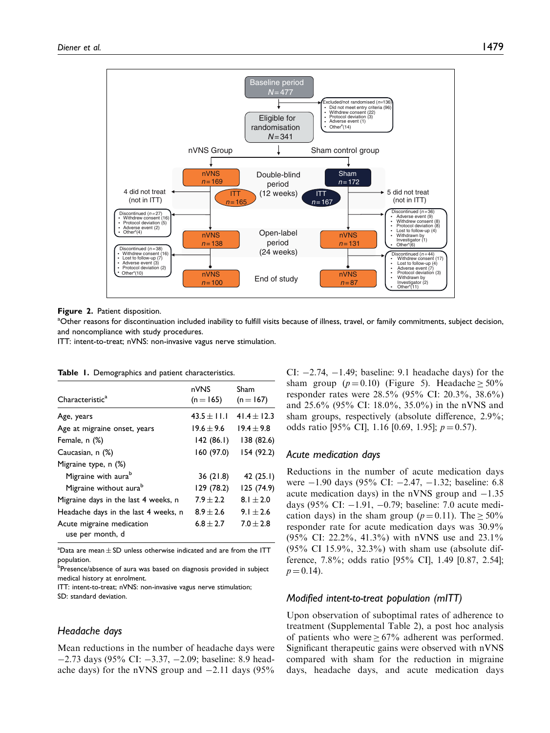**Figure 2.** Patient disposition.

[a]Other reasons for discontinuation included inability to fulfill visits because of illness, travel, or family commitments, subject decision, and noncompliance with study procedures.

ITT: intent-to-treat; nVNS: non-invasive vagus nerve stimulation.

**Table 1.** Demographics and patient characteristics.

| Characteristic[a] | nVNS (n = 165) | Sham (n = 167) |
|---|---|---|
| Age, years | 43.5 ± 11.1 | 41.4 ± 12.3 |
| Age at migraine onset, years | 19.6 ± 9.6 | 19.4 ± 9.8 |
| Female, n (%) | 142 (86.1) | 138 (82.6) |
| Caucasian, n (%) | 160 (97.0) | 154 (92.2) |
| Migraine type, n (%) | | |
| Migraine with aura[b] | 36 (21.8) | 42 (25.1) |
| Migraine without aura[b] | 129 (78.2) | 125 (74.9) |
| Migraine days in the last 4 weeks, n | 7.9 ± 2.2 | 8.1 ± 2.0 |
| Headache days in the last 4 weeks, n | 8.9 ± 2.6 | 9.1 ± 2.6 |
| Acute migraine medication use per month, d | 6.8 ± 2.7 | 7.0 ± 2.8 |

[a]Data are mean ± SD unless otherwise indicated and are from the ITT population.
[b]Presence/absence of aura was based on diagnosis provided in subject medical history at enrolment.
ITT: intent-to-treat; nVNS: non-invasive vagus nerve stimulation; SD: standard deviation.

## *Headache days*

Mean reductions in the number of headache days were −2.73 days (95% CI: −3.37, −2.09; baseline: 8.9 headache days) for the nVNS group and −2.11 days (95% CI: −2.74, −1.49; baseline: 9.1 headache days) for the sham group ($p = 0.10$) (Figure 5). Headache ≥ 50% responder rates were 28.5% (95% CI: 20.3%, 38.6%) and 25.6% (95% CI: 18.0%, 35.0%) in the nVNS and sham groups, respectively (absolute difference, 2.9%; odds ratio [95% CI], 1.16 [0.69, 1.95]; $p = 0.57$).

## *Acute medication days*

Reductions in the number of acute medication days were −1.90 days (95% CI: −2.47, −1.32; baseline: 6.8 acute medication days) in the nVNS group and −1.35 days (95% CI: −1.91, −0.79; baseline: 7.0 acute medication days) in the sham group ($p = 0.11$). The ≥ 50% responder rate for acute medication days was 30.9% (95% CI: 22.2%, 41.3%) with nVNS use and 23.1% (95% CI 15.9%, 32.3%) with sham use (absolute difference, 7.8%; odds ratio [95% CI], 1.49 [0.87, 2.54]; $p = 0.14$).

## *Modified intent-to-treat population (mITT)*

Upon observation of suboptimal rates of adherence to treatment (Supplemental Table 2), a post hoc analysis of patients who were ≥ 67% adherent was performed. Significant therapeutic gains were observed with nVNS compared with sham for the reduction in migraine days, headache days, and acute medication days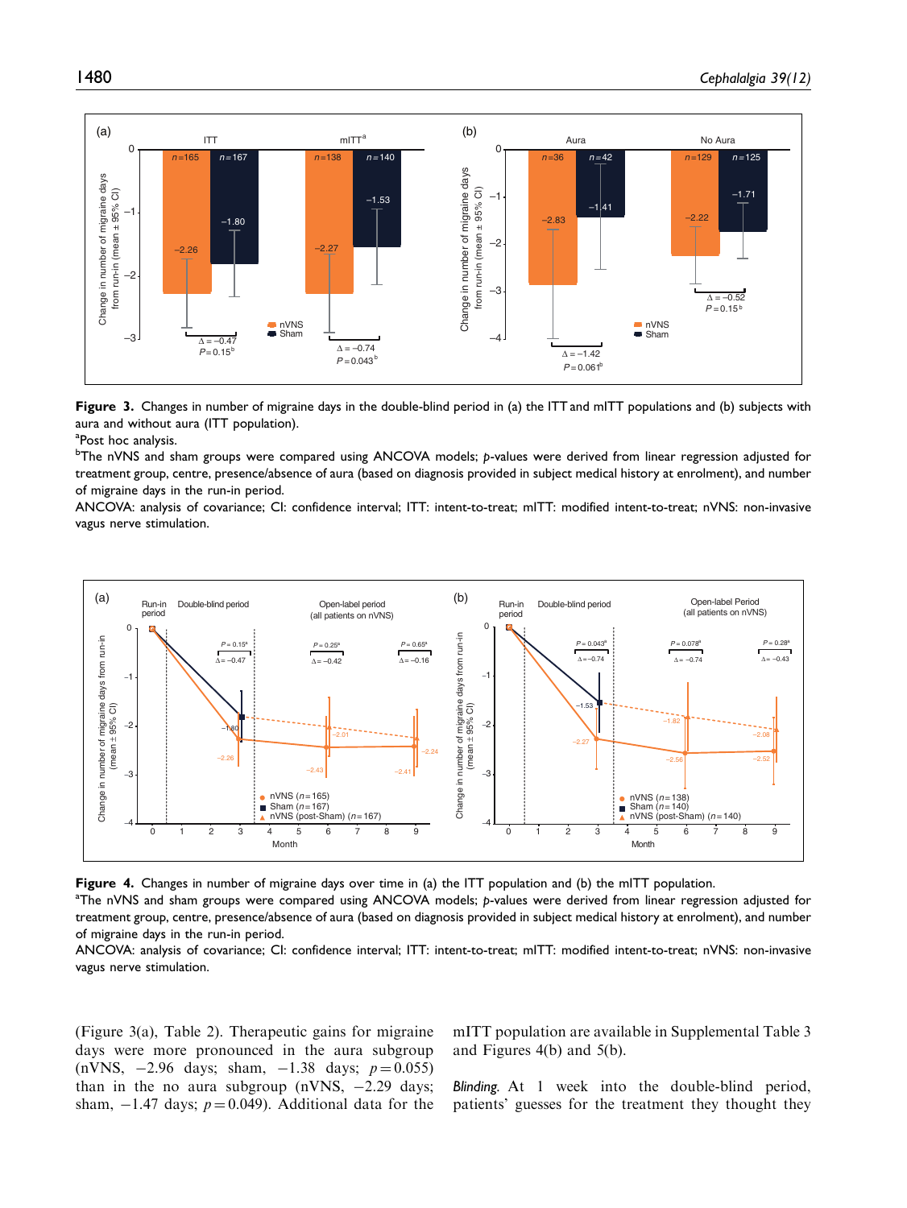**Figure 3.** Changes in number of migraine days in the double-blind period in (a) the ITT and mITT populations and (b) subjects with aura and without aura (ITT population).

[a]Post hoc analysis.

[b]The nVNS and sham groups were compared using ANCOVA models; p-values were derived from linear regression adjusted for treatment group, centre, presence/absence of aura (based on diagnosis provided in subject medical history at enrolment), and number of migraine days in the run-in period.

ANCOVA: analysis of covariance; CI: confidence interval; ITT: intent-to-treat; mITT: modified intent-to-treat; nVNS: non-invasive vagus nerve stimulation.

**Figure 4.** Changes in number of migraine days over time in (a) the ITT population and (b) the mITT population.

[a]The nVNS and sham groups were compared using ANCOVA models; p-values were derived from linear regression adjusted for treatment group, centre, presence/absence of aura (based on diagnosis provided in subject medical history at enrolment), and number of migraine days in the run-in period.

ANCOVA: analysis of covariance; CI: confidence interval; ITT: intent-to-treat; mITT: modified intent-to-treat; nVNS: non-invasive vagus nerve stimulation.

(Figure 3(a), Table 2). Therapeutic gains for migraine days were more pronounced in the aura subgroup (nVNS, −2.96 days; sham, −1.38 days; $p = 0.055$) than in the no aura subgroup (nVNS, −2.29 days; sham, −1.47 days; $p = 0.049$). Additional data for the mITT population are available in Supplemental Table 3 and Figures 4(b) and 5(b).

*Blinding.* At 1 week into the double-blind period, patients' guesses for the treatment they thought they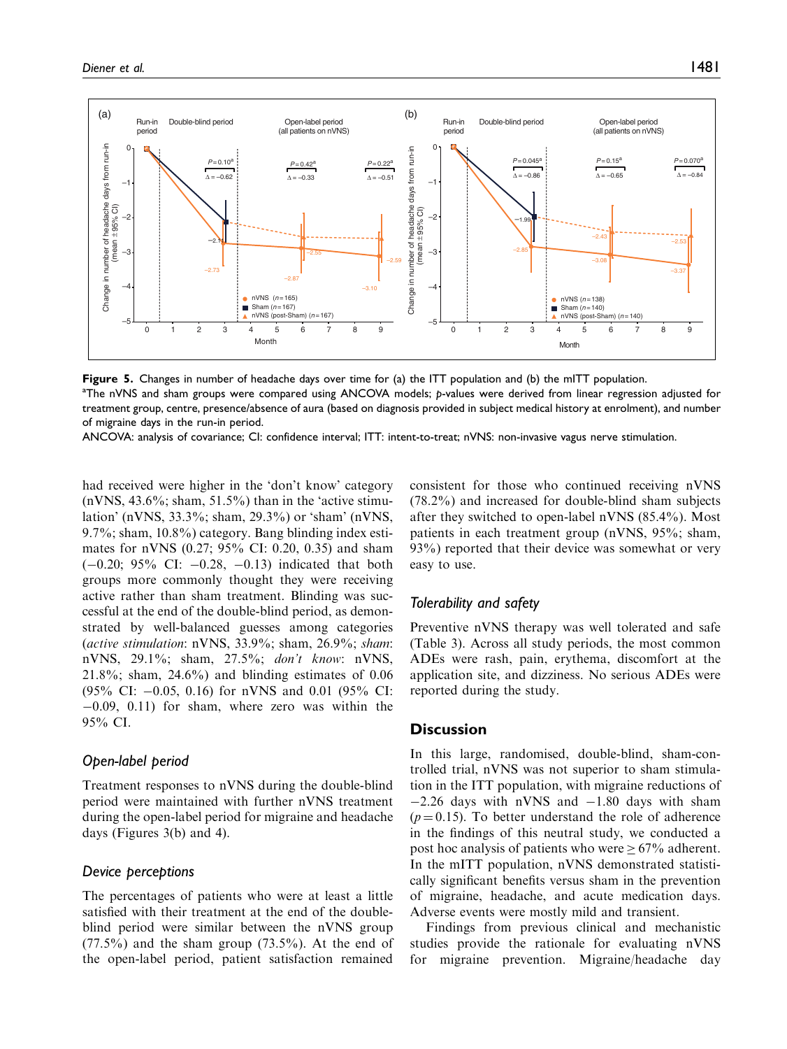**Figure 5.** Changes in number of headache days over time for (a) the ITT population and (b) the mITT population.
[a]The nVNS and sham groups were compared using ANCOVA models; *p*-values were derived from linear regression adjusted for treatment group, centre, presence/absence of aura (based on diagnosis provided in subject medical history at enrolment), and number of migraine days in the run-in period.
ANCOVA: analysis of covariance; CI: confidence interval; ITT: intent-to-treat; nVNS: non-invasive vagus nerve stimulation.

had received were higher in the 'don't know' category (nVNS, 43.6%; sham, 51.5%) than in the 'active stimulation' (nVNS, 33.3%; sham, 29.3%) or 'sham' (nVNS, 9.7%; sham, 10.8%) category. Bang blinding index estimates for nVNS (0.27; 95% CI: 0.20, 0.35) and sham (−0.20; 95% CI: −0.28, −0.13) indicated that both groups more commonly thought they were receiving active rather than sham treatment. Blinding was successful at the end of the double-blind period, as demonstrated by well-balanced guesses among categories (*active stimulation*: nVNS, 33.9%; sham, 26.9%; *sham*: nVNS, 29.1%; sham, 27.5%; *don't know*: nVNS, 21.8%; sham, 24.6%) and blinding estimates of 0.06 (95% CI: −0.05, 0.16) for nVNS and 0.01 (95% CI: −0.09, 0.11) for sham, where zero was within the 95% CI.

### Open-label period

Treatment responses to nVNS during the double-blind period were maintained with further nVNS treatment during the open-label period for migraine and headache days (Figures 3(b) and 4).

### Device perceptions

The percentages of patients who were at least a little satisfied with their treatment at the end of the double-blind period were similar between the nVNS group (77.5%) and the sham group (73.5%). At the end of the open-label period, patient satisfaction remained consistent for those who continued receiving nVNS (78.2%) and increased for double-blind sham subjects after they switched to open-label nVNS (85.4%). Most patients in each treatment group (nVNS, 95%; sham, 93%) reported that their device was somewhat or very easy to use.

### Tolerability and safety

Preventive nVNS therapy was well tolerated and safe (Table 3). Across all study periods, the most common ADEs were rash, pain, erythema, discomfort at the application site, and dizziness. No serious ADEs were reported during the study.

## Discussion

In this large, randomised, double-blind, sham-controlled trial, nVNS was not superior to sham stimulation in the ITT population, with migraine reductions of −2.26 days with nVNS and −1.80 days with sham ($p = 0.15$). To better understand the role of adherence in the findings of this neutral study, we conducted a post hoc analysis of patients who were ≥ 67% adherent. In the mITT population, nVNS demonstrated statistically significant benefits versus sham in the prevention of migraine, headache, and acute medication days. Adverse events were mostly mild and transient.

Findings from previous clinical and mechanistic studies provide the rationale for evaluating nVNS for migraine prevention. Migraine/headache day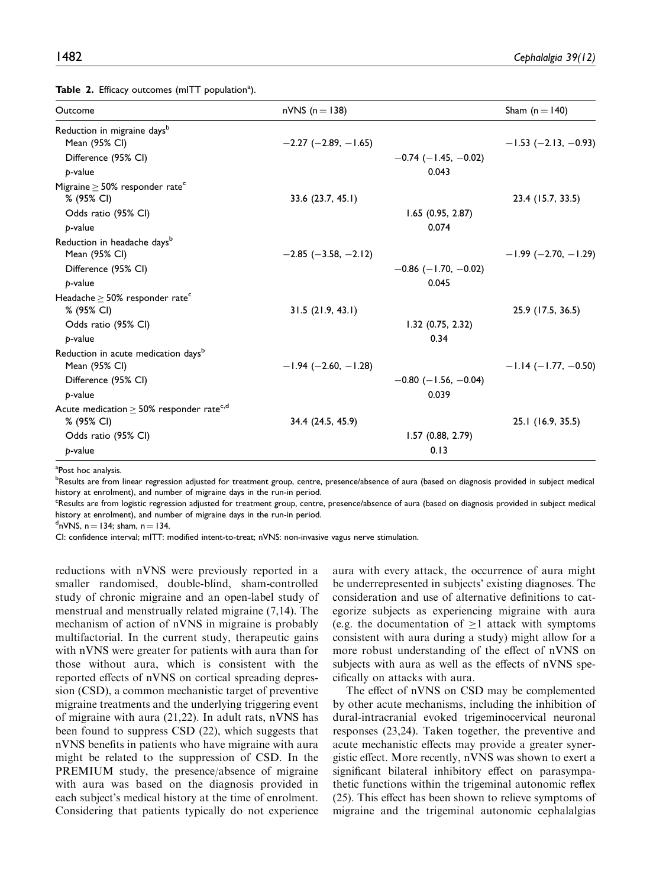**Table 2.** Efficacy outcomes (mITT population[a]).

| Outcome | nVNS (n = 138) | | Sham (n = 140) |
|---|---|---|---|
| Reduction in migraine days[b] | | | |
| Mean (95% CI) | −2.27 (−2.89, −1.65) | | −1.53 (−2.13, −0.93) |
| Difference (95% CI) | | −0.74 (−1.45, −0.02) | |
| *p*-value | | 0.043 | |
| Migraine ≥ 50% responder rate[c] | | | |
| % (95% CI) | 33.6 (23.7, 45.1) | | 23.4 (15.7, 33.5) |
| Odds ratio (95% CI) | | 1.65 (0.95, 2.87) | |
| *p*-value | | 0.074 | |
| Reduction in headache days[b] | | | |
| Mean (95% CI) | −2.85 (−3.58, −2.12) | | −1.99 (−2.70, −1.29) |
| Difference (95% CI) | | −0.86 (−1.70, −0.02) | |
| *p*-value | | 0.045 | |
| Headache ≥ 50% responder rate[c] | | | |
| % (95% CI) | 31.5 (21.9, 43.1) | | 25.9 (17.5, 36.5) |
| Odds ratio (95% CI) | | 1.32 (0.75, 2.32) | |
| *p*-value | | 0.34 | |
| Reduction in acute medication days[b] | | | |
| Mean (95% CI) | −1.94 (−2.60, −1.28) | | −1.14 (−1.77, −0.50) |
| Difference (95% CI) | | −0.80 (−1.56, −0.04) | |
| *p*-value | | 0.039 | |
| Acute medication ≥ 50% responder rate[c,d] | | | |
| % (95% CI) | 34.4 (24.5, 45.9) | | 25.1 (16.9, 35.5) |
| Odds ratio (95% CI) | | 1.57 (0.88, 2.79) | |
| *p*-value | | 0.13 | |

[a]Post hoc analysis.
[b]Results are from linear regression adjusted for treatment group, centre, presence/absence of aura (based on diagnosis provided in subject medical history at enrolment), and number of migraine days in the run-in period.
[c]Results are from logistic regression adjusted for treatment group, centre, presence/absence of aura (based on diagnosis provided in subject medical history at enrolment), and number of migraine days in the run-in period.
[d]nVNS, n = 134; sham, n = 134.
CI: confidence interval; mITT: modified intent-to-treat; nVNS: non-invasive vagus nerve stimulation.

reductions with nVNS were previously reported in a smaller randomised, double-blind, sham-controlled study of chronic migraine and an open-label study of menstrual and menstrually related migraine (7,14). The mechanism of action of nVNS in migraine is probably multifactorial. In the current study, therapeutic gains with nVNS were greater for patients with aura than for those without aura, which is consistent with the reported effects of nVNS on cortical spreading depression (CSD), a common mechanistic target of preventive migraine treatments and the underlying triggering event of migraine with aura (21,22). In adult rats, nVNS has been found to suppress CSD (22), which suggests that nVNS benefits in patients who have migraine with aura might be related to the suppression of CSD. In the PREMIUM study, the presence/absence of migraine with aura was based on the diagnosis provided in each subject's medical history at the time of enrolment. Considering that patients typically do not experience aura with every attack, the occurrence of aura might be underrepresented in subjects' existing diagnoses. The consideration and use of alternative definitions to categorize subjects as experiencing migraine with aura (e.g. the documentation of ≥1 attack with symptoms consistent with aura during a study) might allow for a more robust understanding of the effect of nVNS on subjects with aura as well as the effects of nVNS specifically on attacks with aura.

The effect of nVNS on CSD may be complemented by other acute mechanisms, including the inhibition of dural-intracranial evoked trigeminocervical neuronal responses (23,24). Taken together, the preventive and acute mechanistic effects may provide a greater synergistic effect. More recently, nVNS was shown to exert a significant bilateral inhibitory effect on parasympathetic functions within the trigeminal autonomic reflex (25). This effect has been shown to relieve symptoms of migraine and the trigeminal autonomic cephalalgias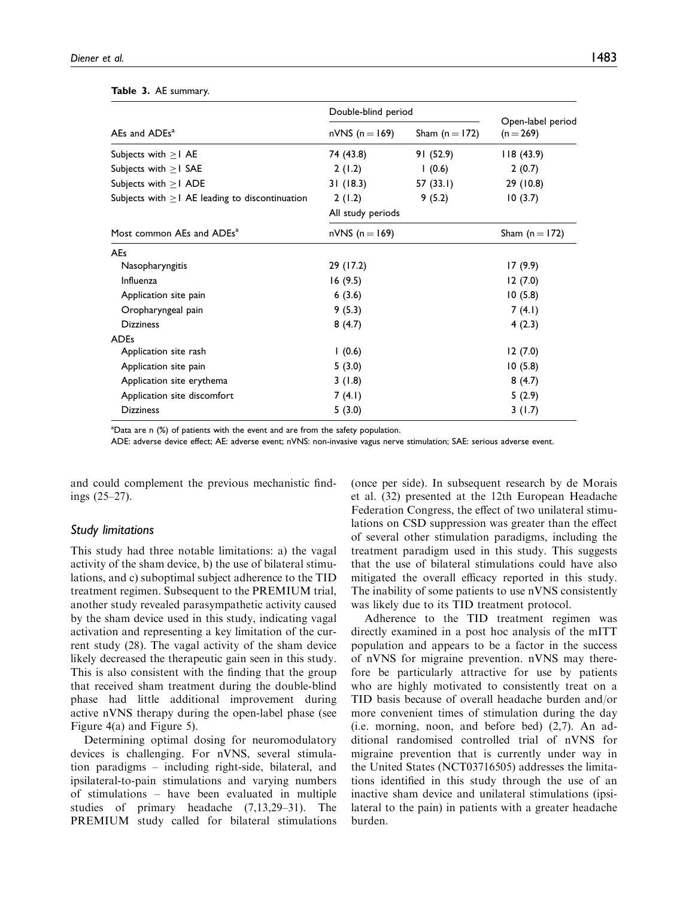**Table 3.** AE summary.

| AEs and ADEs[a] | Double-blind period | | Open-label period (n = 269) |
|---|---|---|---|
| | nVNS (n = 169) | Sham (n = 172) | |
| Subjects with ≥1 AE | 74 (43.8) | 91 (52.9) | 118 (43.9) |
| Subjects with ≥1 SAE | 2 (1.2) | 1 (0.6) | 2 (0.7) |
| Subjects with ≥1 ADE | 31 (18.3) | 57 (33.1) | 29 (10.8) |
| Subjects with ≥1 AE leading to discontinuation | 2 (1.2) | 9 (5.2) | 10 (3.7) |
| | All study periods | | |
| Most common AEs and ADEs[a] | nVNS (n = 169) | | Sham (n = 172) |
| AEs | | | |
| Nasopharyngitis | 29 (17.2) | | 17 (9.9) |
| Influenza | 16 (9.5) | | 12 (7.0) |
| Application site pain | 6 (3.6) | | 10 (5.8) |
| Oropharyngeal pain | 9 (5.3) | | 7 (4.1) |
| Dizziness | 8 (4.7) | | 4 (2.3) |
| ADEs | | | |
| Application site rash | 1 (0.6) | | 12 (7.0) |
| Application site pain | 5 (3.0) | | 10 (5.8) |
| Application site erythema | 3 (1.8) | | 8 (4.7) |
| Application site discomfort | 7 (4.1) | | 5 (2.9) |
| Dizziness | 5 (3.0) | | 3 (1.7) |

[a]Data are n (%) of patients with the event and are from the safety population.

ADE: adverse device effect; AE: adverse event; nVNS: non-invasive vagus nerve stimulation; SAE: serious adverse event.

and could complement the previous mechanistic findings (25–27).

### *Study limitations*

This study had three notable limitations: a) the vagal activity of the sham device, b) the use of bilateral stimulations, and c) suboptimal subject adherence to the TID treatment regimen. Subsequent to the PREMIUM trial, another study revealed parasympathetic activity caused by the sham device used in this study, indicating vagal activation and representing a key limitation of the current study (28). The vagal activity of the sham device likely decreased the therapeutic gain seen in this study. This is also consistent with the finding that the group that received sham treatment during the double-blind phase had little additional improvement during active nVNS therapy during the open-label phase (see Figure 4(a) and Figure 5).

Determining optimal dosing for neuromodulatory devices is challenging. For nVNS, several stimulation paradigms – including right-side, bilateral, and ipsilateral-to-pain stimulations and varying numbers of stimulations – have been evaluated in multiple studies of primary headache (7,13,29–31). The PREMIUM study called for bilateral stimulations (once per side). In subsequent research by de Morais et al. (32) presented at the 12th European Headache Federation Congress, the effect of two unilateral stimulations on CSD suppression was greater than the effect of several other stimulation paradigms, including the treatment paradigm used in this study. This suggests that the use of bilateral stimulations could have also mitigated the overall efficacy reported in this study. The inability of some patients to use nVNS consistently was likely due to its TID treatment protocol.

Adherence to the TID treatment regimen was directly examined in a post hoc analysis of the mITT population and appears to be a factor in the success of nVNS for migraine prevention. nVNS may therefore be particularly attractive for use by patients who are highly motivated to consistently treat on a TID basis because of overall headache burden and/or more convenient times of stimulation during the day (i.e. morning, noon, and before bed) (2,7). An additional randomised controlled trial of nVNS for migraine prevention that is currently under way in the United States (NCT03716505) addresses the limitations identified in this study through the use of an inactive sham device and unilateral stimulations (ipsilateral to the pain) in patients with a greater headache burden.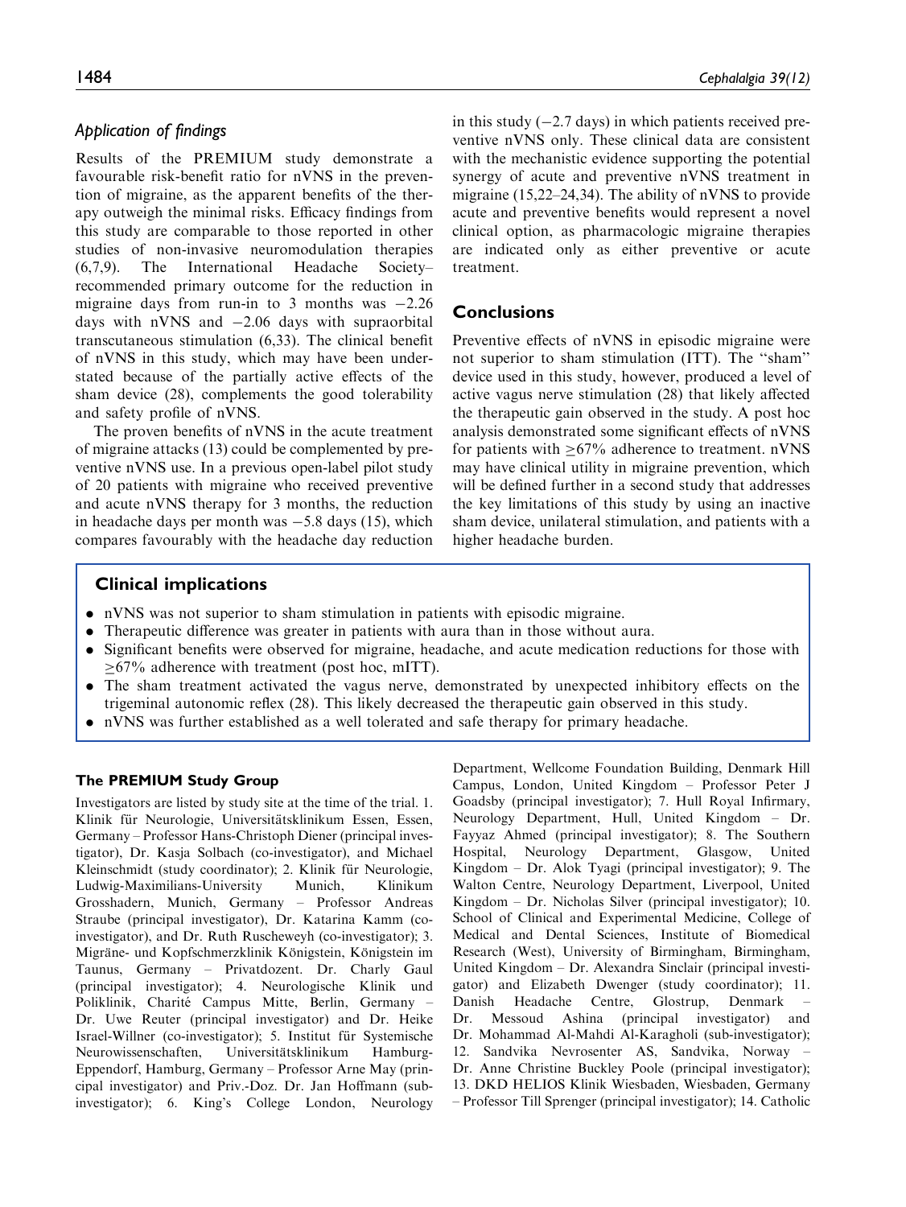### Application of findings

Results of the PREMIUM study demonstrate a favourable risk-benefit ratio for nVNS in the prevention of migraine, as the apparent benefits of the therapy outweigh the minimal risks. Efficacy findings from this study are comparable to those reported in other studies of non-invasive neuromodulation therapies (6,7,9). The International Headache Society–recommended primary outcome for the reduction in migraine days from run-in to 3 months was −2.26 days with nVNS and −2.06 days with supraorbital transcutaneous stimulation (6,33). The clinical benefit of nVNS in this study, which may have been understated because of the partially active effects of the sham device (28), complements the good tolerability and safety profile of nVNS.

The proven benefits of nVNS in the acute treatment of migraine attacks (13) could be complemented by preventive nVNS use. In a previous open-label pilot study of 20 patients with migraine who received preventive and acute nVNS therapy for 3 months, the reduction in headache days per month was −5.8 days (15), which compares favourably with the headache day reduction in this study (−2.7 days) in which patients received preventive nVNS only. These clinical data are consistent with the mechanistic evidence supporting the potential synergy of acute and preventive nVNS treatment in migraine (15,22–24,34). The ability of nVNS to provide acute and preventive benefits would represent a novel clinical option, as pharmacologic migraine therapies are indicated only as either preventive or acute treatment.

## Conclusions

Preventive effects of nVNS in episodic migraine were not superior to sham stimulation (ITT). The "sham" device used in this study, however, produced a level of active vagus nerve stimulation (28) that likely affected the therapeutic gain observed in the study. A post hoc analysis demonstrated some significant effects of nVNS for patients with ≥67% adherence to treatment. nVNS may have clinical utility in migraine prevention, which will be defined further in a second study that addresses the key limitations of this study by using an inactive sham device, unilateral stimulation, and patients with a higher headache burden.

## Clinical implications

- nVNS was not superior to sham stimulation in patients with episodic migraine.
- Therapeutic difference was greater in patients with aura than in those without aura.
- Significant benefits were observed for migraine, headache, and acute medication reductions for those with ≥67% adherence with treatment (post hoc, mITT).
- The sham treatment activated the vagus nerve, demonstrated by unexpected inhibitory effects on the trigeminal autonomic reflex (28). This likely decreased the therapeutic gain observed in this study.
- nVNS was further established as a well tolerated and safe therapy for primary headache.

### The PREMIUM Study Group

Investigators are listed by study site at the time of the trial. 1. Klinik für Neurologie, Universitätsklinikum Essen, Essen, Germany – Professor Hans-Christoph Diener (principal investigator), Dr. Kasja Solbach (co-investigator), and Michael Kleinschmidt (study coordinator); 2. Klinik für Neurologie, Ludwig-Maximilians-University Munich, Klinikum Grosshadern, Munich, Germany – Professor Andreas Straube (principal investigator), Dr. Katarina Kamm (co-investigator), and Dr. Ruth Ruscheweyh (co-investigator); 3. Migräne- und Kopfschmerzklinik Königstein, Königstein im Taunus, Germany – Privatdozent. Dr. Charly Gaul (principal investigator); 4. Neurologische Klinik und Poliklinik, Charité Campus Mitte, Berlin, Germany – Dr. Uwe Reuter (principal investigator) and Dr. Heike Israel-Willner (co-investigator); 5. Institut für Systemische Neurowissenschaften, Universitätsklinikum Hamburg-Eppendorf, Hamburg, Germany – Professor Arne May (principal investigator) and Priv.-Doz. Dr. Jan Hoffmann (sub-investigator); 6. King's College London, Neurology Department, Wellcome Foundation Building, Denmark Hill Campus, London, United Kingdom – Professor Peter J Goadsby (principal investigator); 7. Hull Royal Infirmary, Neurology Department, Hull, United Kingdom – Dr. Fayyaz Ahmed (principal investigator); 8. The Southern Hospital, Neurology Department, Glasgow, United Kingdom – Dr. Alok Tyagi (principal investigator); 9. The Walton Centre, Neurology Department, Liverpool, United Kingdom – Dr. Nicholas Silver (principal investigator); 10. School of Clinical and Experimental Medicine, College of Medical and Dental Sciences, Institute of Biomedical Research (West), University of Birmingham, Birmingham, United Kingdom – Dr. Alexandra Sinclair (principal investigator) and Elizabeth Dwenger (study coordinator); 11. Danish Headache Centre, Glostrup, Denmark – Dr. Messoud Ashina (principal investigator) and Dr. Mohammad Al-Mahdi Al-Karagholi (sub-investigator); 12. Sandvika Nevrosenter AS, Sandvika, Norway – Dr. Anne Christine Buckley Poole (principal investigator); 13. DKD HELIOS Klinik Wiesbaden, Wiesbaden, Germany – Professor Till Sprenger (principal investigator); 14. Catholic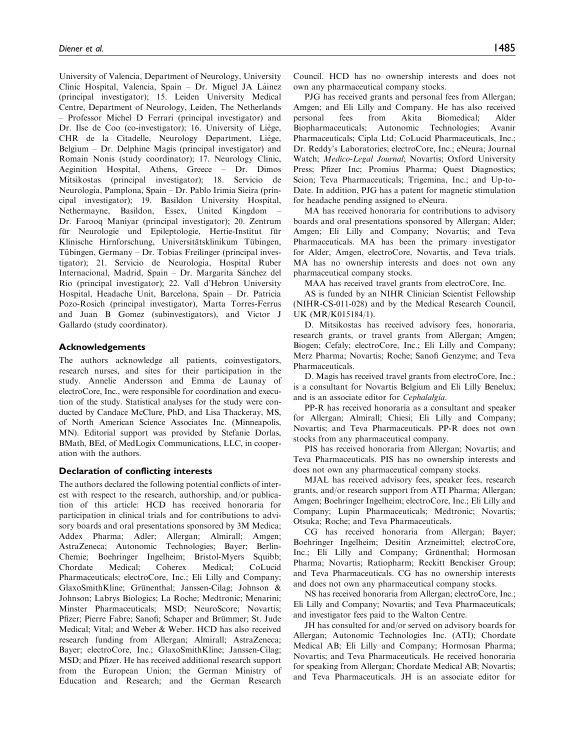University of Valencia, Department of Neurology, University Clinic Hospital, Valencia, Spain – Dr. Miguel JA Làinez (principal investigator); 15. Leiden University Medical Centre, Department of Neurology, Leiden, The Netherlands – Professor Michel D Ferrari (principal investigator) and Dr. Ilse de Coo (co-investigator); 16. University of Liège, CHR de la Citadelle, Neurology Department, Liège, Belgium – Dr. Delphine Magis (principal investigator) and Romain Nonis (study coordinator); 17. Neurology Clinic, Aeginition Hospital, Athens, Greece – Dr. Dimos Mitsikostas (principal investigator); 18. Servicio de Neurología, Pamplona, Spain – Dr. Pablo Irimia Sieira (principal investigator); 19. Basildon University Hospital, Nethermayne, Basildon, Essex, United Kingdom – Dr. Farooq Maniyar (principal investigator); 20. Zentrum für Neurologie und Epileptologie, Hertie-Institut für Klinische Hirnforschung, Universitätsklinikum Tübingen, Tübingen, Germany – Dr. Tobias Freilinger (principal investigator); 21. Servicio de Neurología, Hospital Ruber Internacional, Madrid, Spain – Dr. Margarita Sánchez del Rio (principal investigator); 22. Vall d'Hebron University Hospital, Headache Unit, Barcelona, Spain – Dr. Patricia Pozo-Rosich (principal investigator), Marta Torres-Ferrus and Juan B Gomez (subinvestigators), and Victor J Gallardo (study coordinator).

## Acknowledgements

The authors acknowledge all patients, coinvestigators, research nurses, and sites for their participation in the study. Annelie Andersson and Emma de Launay of electroCore, Inc., were responsible for coordination and execution of the study. Statistical analyses for the study were conducted by Candace McClure, PhD, and Lisa Thackeray, MS, of North American Science Associates Inc. (Minneapolis, MN). Editorial support was provided by Stefanie Dorlas, BMath, BEd, of MedLogix Communications, LLC, in cooperation with the authors.

## Declaration of conflicting interests

The authors declared the following potential conflicts of interest with respect to the research, authorship, and/or publication of this article: HCD has received honoraria for participation in clinical trials and for contributions to advisory boards and oral presentations sponsored by 3M Medica; Addex Pharma; Adler; Allergan; Almirall; Amgen; AstraZeneca; Autonomic Technologies; Bayer; Berlin-Chemie; Boehringer Ingelheim; Bristol-Myers Squibb; Chordate Medical; Coherex Medical; CoLucid Pharmaceuticals; electroCore, Inc.; Eli Lilly and Company; GlaxoSmithKline; Grünenthal; Janssen-Cilag; Johnson & Johnson; Labrys Biologics; La Roche; Medtronic; Menarini; Minster Pharmaceuticals; MSD; NeuroScore; Novartis; Pfizer; Pierre Fabre; Sanofi; Schaper and Brümmer; St. Jude Medical; Vital; and Weber & Weber. HCD has also received research funding from Allergan; Almirall; AstraZeneca; Bayer; electroCore, Inc.; GlaxoSmithKline; Janssen-Cilag; MSD; and Pfizer. He has received additional research support from the European Union; the German Ministry of Education and Research; and the German Research Council. HCD has no ownership interests and does not own any pharmaceutical company stocks.

PJG has received grants and personal fees from Allergan; Amgen; and Eli Lilly and Company. He has also received personal fees from Akita Biomedical; Alder Biopharmaceuticals; Autonomic Technologies; Avanir Pharmaceuticals; Cipla Ltd; CoLucid Pharmaceuticals, Inc.; Dr. Reddy's Laboratories; electroCore, Inc.; eNeura; Journal Watch; *Medico-Legal Journal*; Novartis; Oxford University Press; Pfizer Inc; Promius Pharma; Quest Diagnostics; Scion; Teva Pharmaceuticals; Trigemina, Inc.; and Up-to-Date. In addition, PJG has a patent for magnetic stimulation for headache pending assigned to eNeura.

MA has received honoraria for contributions to advisory boards and oral presentations sponsored by Allergan; Alder; Amgen; Eli Lilly and Company; Novartis; and Teva Pharmaceuticals. MA has been the primary investigator for Alder, Amgen, electroCore, Novartis, and Teva trials. MA has no ownership interests and does not own any pharmaceutical company stocks.

MAA has received travel grants from electroCore, Inc.

AS is funded by an NIHR Clinician Scientist Fellowship (NIHR-CS-011-028) and by the Medical Research Council, UK (MR/K015184/1).

D. Mitsikostas has received advisory fees, honoraria, research grants, or travel grants from Allergan; Amgen; Biogen; Cefaly; electroCore, Inc.; Eli Lilly and Company; Merz Pharma; Novartis; Roche; Sanofi Genzyme; and Teva Pharmaceuticals.

D. Magis has received travel grants from electroCore, Inc.; is a consultant for Novartis Belgium and Eli Lilly Benelux; and is an associate editor for *Cephalalgia*.

PP-R has received honoraria as a consultant and speaker for Allergan; Almirall; Chiesi; Eli Lilly and Company; Novartis; and Teva Pharmaceuticals. PP-R does not own stocks from any pharmaceutical company.

PIS has received honoraria from Allergan; Novartis; and Teva Pharmaceuticals. PIS has no ownership interests and does not own any pharmaceutical company stocks.

MJAL has received advisory fees, speaker fees, research grants, and/or research support from ATI Pharma; Allergan; Amgen; Boehringer Ingelheim; electroCore, Inc.; Eli Lilly and Company; Lupin Pharmaceuticals; Medtronic; Novartis; Otsuka; Roche; and Teva Pharmaceuticals.

CG has received honoraria from Allergan; Bayer; Boehringer Ingelheim; Desitin Arzneimittel; electroCore, Inc.; Eli Lilly and Company; Grünenthal; Hormosan Pharma; Novartis; Ratiopharm; Reckitt Benckiser Group; and Teva Pharmaceuticals. CG has no ownership interests and does not own any pharmaceutical company stocks.

NS has received honoraria from Allergan; electroCore, Inc.; Eli Lilly and Company; Novartis; and Teva Pharmaceuticals; and investigator fees paid to the Walton Centre.

JH has consulted for and/or served on advisory boards for Allergan; Autonomic Technologies Inc. (ATI); Chordate Medical AB; Eli Lilly and Company; Hormosan Pharma; Novartis; and Teva Pharmaceuticals. He received honoraria for speaking from Allergan; Chordate Medical AB; Novartis; and Teva Pharmaceuticals. JH is an associate editor for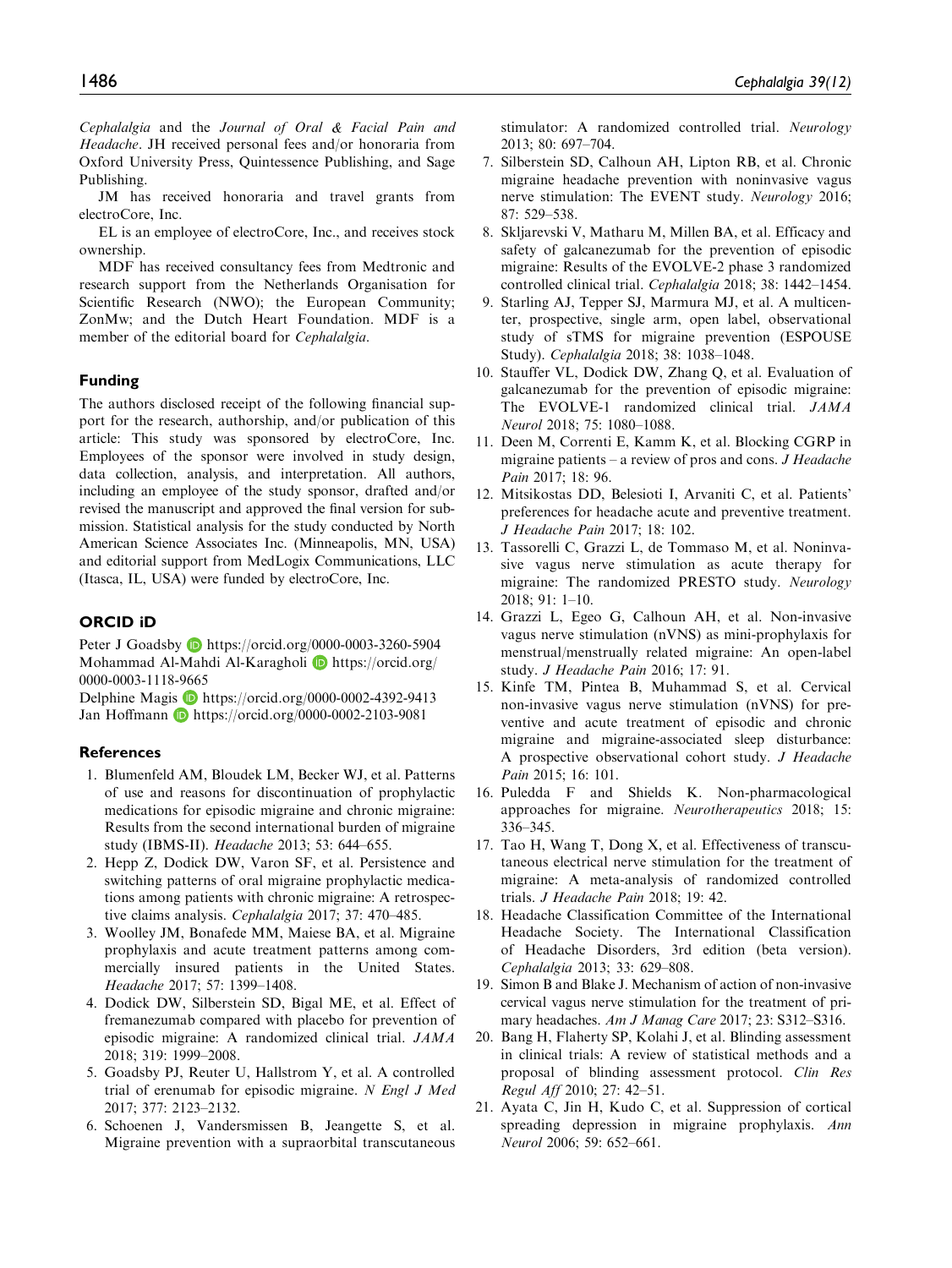*Cephalalgia* and the *Journal of Oral & Facial Pain and Headache*. JH received personal fees and/or honoraria from Oxford University Press, Quintessence Publishing, and Sage Publishing.

JM has received honoraria and travel grants from electroCore, Inc.

EL is an employee of electroCore, Inc., and receives stock ownership.

MDF has received consultancy fees from Medtronic and research support from the Netherlands Organisation for Scientific Research (NWO); the European Community; ZonMw; and the Dutch Heart Foundation. MDF is a member of the editorial board for *Cephalalgia*.

## Funding

The authors disclosed receipt of the following financial support for the research, authorship, and/or publication of this article: This study was sponsored by electroCore, Inc. Employees of the sponsor were involved in study design, data collection, analysis, and interpretation. All authors, including an employee of the study sponsor, drafted and/or revised the manuscript and approved the final version for submission. Statistical analysis for the study conducted by North American Science Associates Inc. (Minneapolis, MN, USA) and editorial support from MedLogix Communications, LLC (Itasca, IL, USA) were funded by electroCore, Inc.

## ORCID iD

Peter J Goadsby https://orcid.org/0000-0003-3260-5904
Mohammad Al-Mahdi Al-Karagholi https://orcid.org/0000-0003-1118-9665
Delphine Magis https://orcid.org/0000-0002-4392-9413
Jan Hoffmann https://orcid.org/0000-0002-2103-9081

## References

1. Blumenfeld AM, Bloudek LM, Becker WJ, et al. Patterns of use and reasons for discontinuation of prophylactic medications for episodic migraine and chronic migraine: Results from the second international burden of migraine study (IBMS-II). *Headache* 2013; 53: 644–655.
2. Hepp Z, Dodick DW, Varon SF, et al. Persistence and switching patterns of oral migraine prophylactic medications among patients with chronic migraine: A retrospective claims analysis. *Cephalalgia* 2017; 37: 470–485.
3. Woolley JM, Bonafede MM, Maiese BA, et al. Migraine prophylaxis and acute treatment patterns among commercially insured patients in the United States. *Headache* 2017; 57: 1399–1408.
4. Dodick DW, Silberstein SD, Bigal ME, et al. Effect of fremanezumab compared with placebo for prevention of episodic migraine: A randomized clinical trial. *JAMA* 2018; 319: 1999–2008.
5. Goadsby PJ, Reuter U, Hallstrom Y, et al. A controlled trial of erenumab for episodic migraine. *N Engl J Med* 2017; 377: 2123–2132.
6. Schoenen J, Vandersmissen B, Jeangette S, et al. Migraine prevention with a supraorbital transcutaneous stimulator: A randomized controlled trial. *Neurology* 2013; 80: 697–704.
7. Silberstein SD, Calhoun AH, Lipton RB, et al. Chronic migraine headache prevention with noninvasive vagus nerve stimulation: The EVENT study. *Neurology* 2016; 87: 529–538.
8. Skljarevski V, Matharu M, Millen BA, et al. Efficacy and safety of galcanezumab for the prevention of episodic migraine: Results of the EVOLVE-2 phase 3 randomized controlled clinical trial. *Cephalalgia* 2018; 38: 1442–1454.
9. Starling AJ, Tepper SJ, Marmura MJ, et al. A multicenter, prospective, single arm, open label, observational study of sTMS for migraine prevention (ESPOUSE Study). *Cephalalgia* 2018; 38: 1038–1048.
10. Stauffer VL, Dodick DW, Zhang Q, et al. Evaluation of galcanezumab for the prevention of episodic migraine: The EVOLVE-1 randomized clinical trial. *JAMA Neurol* 2018; 75: 1080–1088.
11. Deen M, Correnti E, Kamm K, et al. Blocking CGRP in migraine patients – a review of pros and cons. *J Headache Pain* 2017; 18: 96.
12. Mitsikostas DD, Belesioti I, Arvaniti C, et al. Patients' preferences for headache acute and preventive treatment. *J Headache Pain* 2017; 18: 102.
13. Tassorelli C, Grazzi L, de Tommaso M, et al. Noninvasive vagus nerve stimulation as acute therapy for migraine: The randomized PRESTO study. *Neurology* 2018; 91: 1–10.
14. Grazzi L, Egeo G, Calhoun AH, et al. Non-invasive vagus nerve stimulation (nVNS) as mini-prophylaxis for menstrual/menstrually related migraine: An open-label study. *J Headache Pain* 2016; 17: 91.
15. Kinfe TM, Pintea B, Muhammad S, et al. Cervical non-invasive vagus nerve stimulation (nVNS) for preventive and acute treatment of episodic and chronic migraine and migraine-associated sleep disturbance: A prospective observational cohort study. *J Headache Pain* 2015; 16: 101.
16. Puledda F and Shields K. Non-pharmacological approaches for migraine. *Neurotherapeutics* 2018; 15: 336–345.
17. Tao H, Wang T, Dong X, et al. Effectiveness of transcutaneous electrical nerve stimulation for the treatment of migraine: A meta-analysis of randomized controlled trials. *J Headache Pain* 2018; 19: 42.
18. Headache Classification Committee of the International Headache Society. The International Classification of Headache Disorders, 3rd edition (beta version). *Cephalalgia* 2013; 33: 629–808.
19. Simon B and Blake J. Mechanism of action of non-invasive cervical vagus nerve stimulation for the treatment of primary headaches. *Am J Manag Care* 2017; 23: S312–S316.
20. Bang H, Flaherty SP, Kolahi J, et al. Blinding assessment in clinical trials: A review of statistical methods and a proposal of blinding assessment protocol. *Clin Res Regul Aff* 2010; 27: 42–51.
21. Ayata C, Jin H, Kudo C, et al. Suppression of cortical spreading depression in migraine prophylaxis. *Ann Neurol* 2006; 59: 652–661.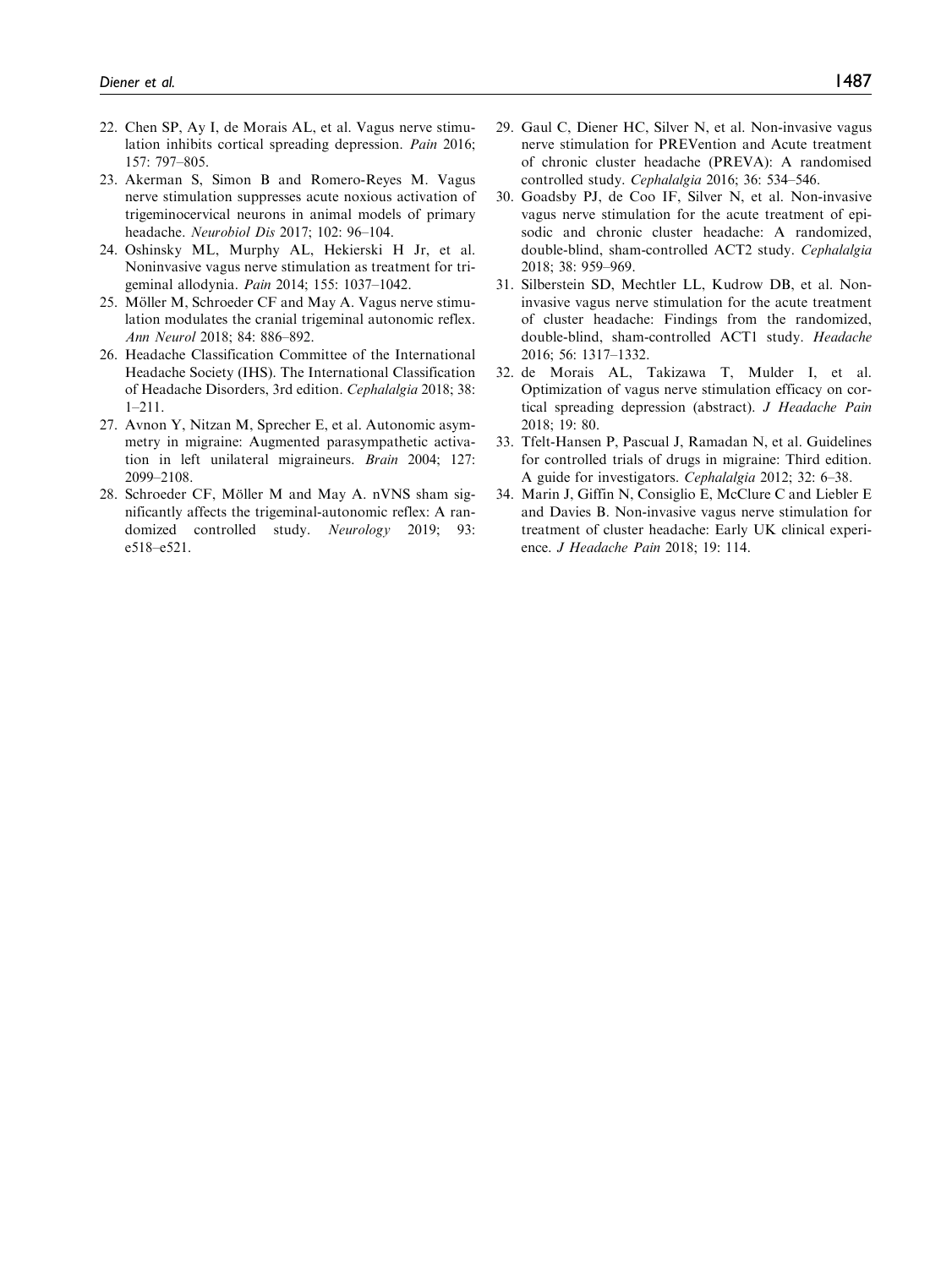22. Chen SP, Ay I, de Morais AL, et al. Vagus nerve stimulation inhibits cortical spreading depression. *Pain* 2016; 157: 797–805.
23. Akerman S, Simon B and Romero-Reyes M. Vagus nerve stimulation suppresses acute noxious activation of trigeminocervical neurons in animal models of primary headache. *Neurobiol Dis* 2017; 102: 96–104.
24. Oshinsky ML, Murphy AL, Hekierski H Jr, et al. Noninvasive vagus nerve stimulation as treatment for trigeminal allodynia. *Pain* 2014; 155: 1037–1042.
25. Möller M, Schroeder CF and May A. Vagus nerve stimulation modulates the cranial trigeminal autonomic reflex. *Ann Neurol* 2018; 84: 886–892.
26. Headache Classification Committee of the International Headache Society (IHS). The International Classification of Headache Disorders, 3rd edition. *Cephalalgia* 2018; 38: 1–211.
27. Avnon Y, Nitzan M, Sprecher E, et al. Autonomic asymmetry in migraine: Augmented parasympathetic activation in left unilateral migraineurs. *Brain* 2004; 127: 2099–2108.
28. Schroeder CF, Möller M and May A. nVNS sham significantly affects the trigeminal-autonomic reflex: A randomized controlled study. *Neurology* 2019; 93: e518–e521.
29. Gaul C, Diener HC, Silver N, et al. Non-invasive vagus nerve stimulation for PREVention and Acute treatment of chronic cluster headache (PREVA): A randomised controlled study. *Cephalalgia* 2016; 36: 534–546.
30. Goadsby PJ, de Coo IF, Silver N, et al. Non-invasive vagus nerve stimulation for the acute treatment of episodic and chronic cluster headache: A randomized, double-blind, sham-controlled ACT2 study. *Cephalalgia* 2018; 38: 959–969.
31. Silberstein SD, Mechtler LL, Kudrow DB, et al. Non-invasive vagus nerve stimulation for the acute treatment of cluster headache: Findings from the randomized, double-blind, sham-controlled ACT1 study. *Headache* 2016; 56: 1317–1332.
32. de Morais AL, Takizawa T, Mulder I, et al. Optimization of vagus nerve stimulation efficacy on cortical spreading depression (abstract). *J Headache Pain* 2018; 19: 80.
33. Tfelt-Hansen P, Pascual J, Ramadan N, et al. Guidelines for controlled trials of drugs in migraine: Third edition. A guide for investigators. *Cephalalgia* 2012; 32: 6–38.
34. Marin J, Giffin N, Consiglio E, McClure C and Liebler E and Davies B. Non-invasive vagus nerve stimulation for treatment of cluster headache: Early UK clinical experience. *J Headache Pain* 2018; 19: 114.